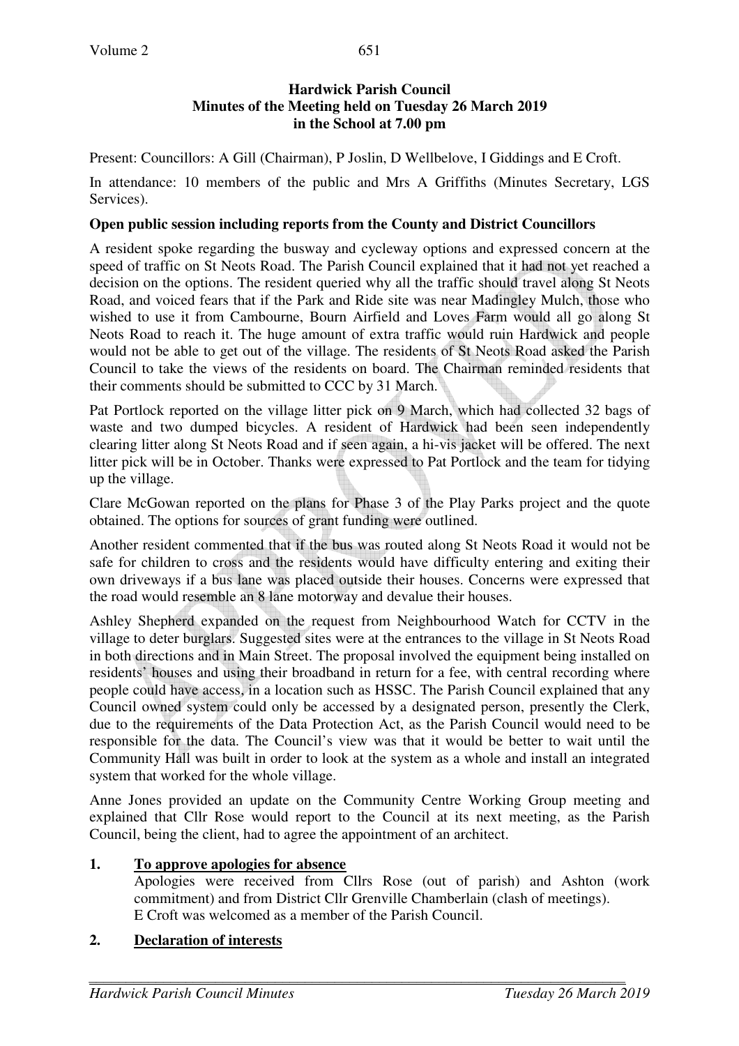**Hardwick Parish Council**
**Minutes of the Meeting held on Tuesday 26 March 2019**
**in the School at 7.00 pm**

Present: Councillors: A Gill (Chairman), P Joslin, D Wellbelove, I Giddings and E Croft.

In attendance: 10 members of the public and Mrs A Griffiths (Minutes Secretary, LGS Services).

**Open public session including reports from the County and District Councillors**

A resident spoke regarding the busway and cycleway options and expressed concern at the speed of traffic on St Neots Road. The Parish Council explained that it had not yet reached a decision on the options. The resident queried why all the traffic should travel along St Neots Road, and voiced fears that if the Park and Ride site was near Madingley Mulch, those who wished to use it from Cambourne, Bourn Airfield and Loves Farm would all go along St Neots Road to reach it. The huge amount of extra traffic would ruin Hardwick and people would not be able to get out of the village. The residents of St Neots Road asked the Parish Council to take the views of the residents on board. The Chairman reminded residents that their comments should be submitted to CCC by 31 March.

Pat Portlock reported on the village litter pick on 9 March, which had collected 32 bags of waste and two dumped bicycles. A resident of Hardwick had been seen independently clearing litter along St Neots Road and if seen again, a hi-vis jacket will be offered. The next litter pick will be in October. Thanks were expressed to Pat Portlock and the team for tidying up the village.

Clare McGowan reported on the plans for Phase 3 of the Play Parks project and the quote obtained. The options for sources of grant funding were outlined.

Another resident commented that if the bus was routed along St Neots Road it would not be safe for children to cross and the residents would have difficulty entering and exiting their own driveways if a bus lane was placed outside their houses. Concerns were expressed that the road would resemble an 8 lane motorway and devalue their houses.

Ashley Shepherd expanded on the request from Neighbourhood Watch for CCTV in the village to deter burglars. Suggested sites were at the entrances to the village in St Neots Road in both directions and in Main Street. The proposal involved the equipment being installed on residents' houses and using their broadband in return for a fee, with central recording where people could have access, in a location such as HSSC. The Parish Council explained that any Council owned system could only be accessed by a designated person, presently the Clerk, due to the requirements of the Data Protection Act, as the Parish Council would need to be responsible for the data. The Council's view was that it would be better to wait until the Community Hall was built in order to look at the system as a whole and install an integrated system that worked for the whole village.

Anne Jones provided an update on the Community Centre Working Group meeting and explained that Cllr Rose would report to the Council at its next meeting, as the Parish Council, being the client, had to agree the appointment of an architect.

**1. To approve apologies for absence**

Apologies were received from Cllrs Rose (out of parish) and Ashton (work commitment) and from District Cllr Grenville Chamberlain (clash of meetings).
E Croft was welcomed as a member of the Parish Council.

**2. Declaration of interests**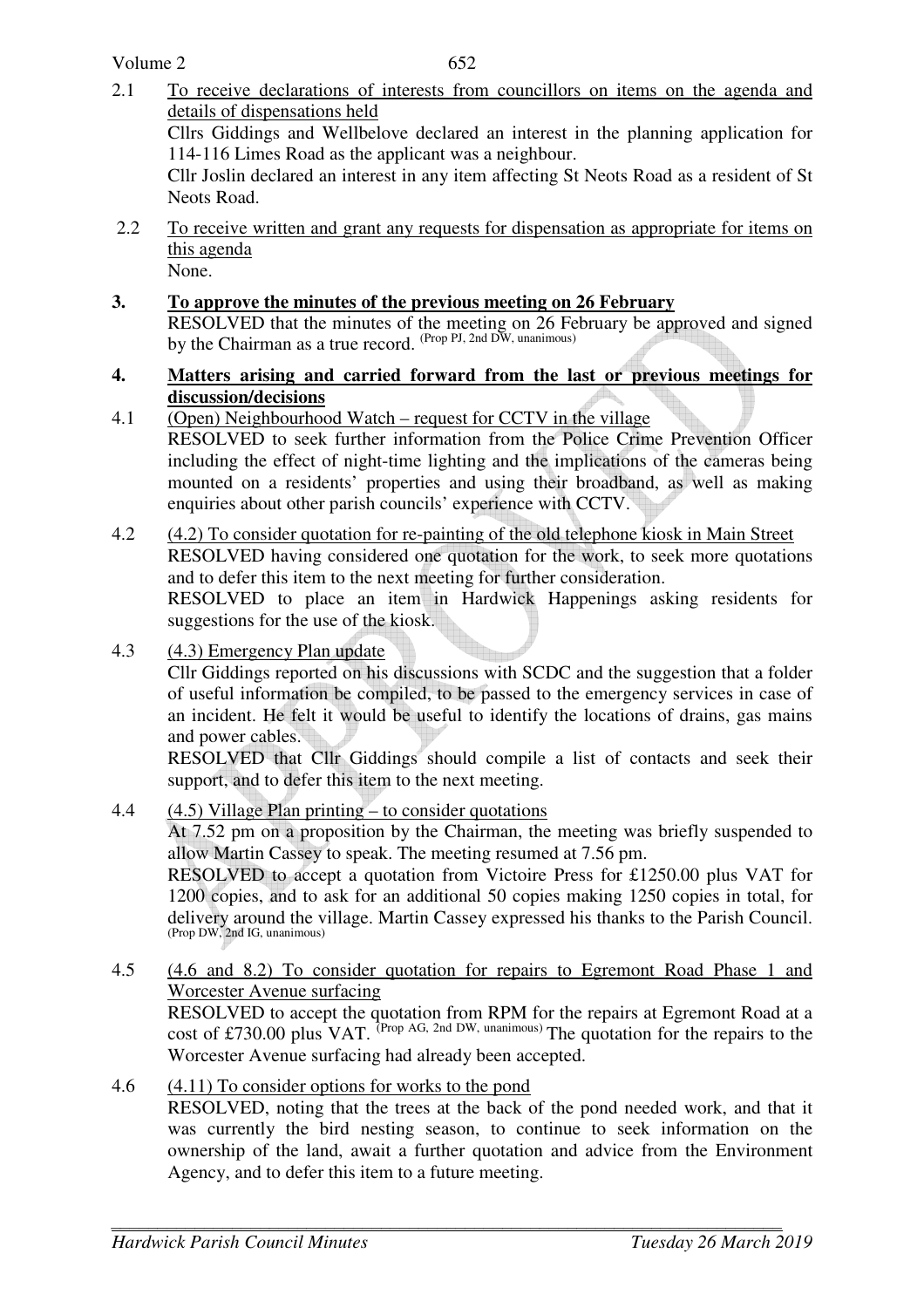2.1 To receive declarations of interests from councillors on items on the agenda and details of dispensations held

Cllrs Giddings and Wellbelove declared an interest in the planning application for 114-116 Limes Road as the applicant was a neighbour.

Cllr Joslin declared an interest in any item affecting St Neots Road as a resident of St Neots Road.

2.2 To receive written and grant any requests for dispensation as appropriate for items on this agenda

None.

**3. To approve the minutes of the previous meeting on 26 February**

RESOLVED that the minutes of the meeting on 26 February be approved and signed by the Chairman as a true record. (Prop PJ, 2nd DW, unanimous)

**4. Matters arising and carried forward from the last or previous meetings for discussion/decisions**

4.1 (Open) Neighbourhood Watch – request for CCTV in the village

RESOLVED to seek further information from the Police Crime Prevention Officer including the effect of night-time lighting and the implications of the cameras being mounted on a residents' properties and using their broadband, as well as making enquiries about other parish councils' experience with CCTV.

4.2 (4.2) To consider quotation for re-painting of the old telephone kiosk in Main Street

RESOLVED having considered one quotation for the work, to seek more quotations and to defer this item to the next meeting for further consideration.

RESOLVED to place an item in Hardwick Happenings asking residents for suggestions for the use of the kiosk.

4.3 (4.3) Emergency Plan update

Cllr Giddings reported on his discussions with SCDC and the suggestion that a folder of useful information be compiled, to be passed to the emergency services in case of an incident. He felt it would be useful to identify the locations of drains, gas mains and power cables.

RESOLVED that Cllr Giddings should compile a list of contacts and seek their support, and to defer this item to the next meeting.

4.4 (4.5) Village Plan printing – to consider quotations

At 7.52 pm on a proposition by the Chairman, the meeting was briefly suspended to allow Martin Cassey to speak. The meeting resumed at 7.56 pm.

RESOLVED to accept a quotation from Victoire Press for £1250.00 plus VAT for 1200 copies, and to ask for an additional 50 copies making 1250 copies in total, for delivery around the village. Martin Cassey expressed his thanks to the Parish Council. (Prop DW, 2nd IG, unanimous)

4.5 (4.6 and 8.2) To consider quotation for repairs to Egremont Road Phase 1 and Worcester Avenue surfacing

RESOLVED to accept the quotation from RPM for the repairs at Egremont Road at a cost of £730.00 plus VAT. (Prop AG, 2nd DW, unanimous) The quotation for the repairs to the Worcester Avenue surfacing had already been accepted.

4.6 (4.11) To consider options for works to the pond

RESOLVED, noting that the trees at the back of the pond needed work, and that it was currently the bird nesting season, to continue to seek information on the ownership of the land, await a further quotation and advice from the Environment Agency, and to defer this item to a future meeting.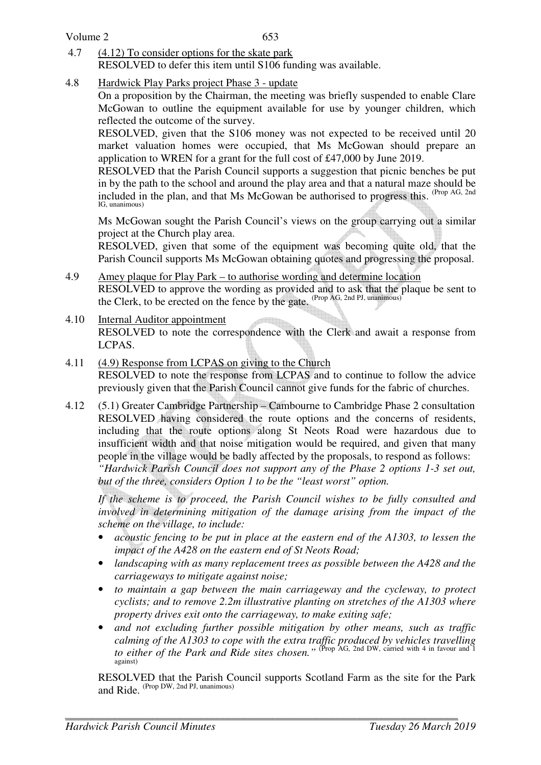4.7 (4.12) To consider options for the skate park

RESOLVED to defer this item until S106 funding was available.

4.8 Hardwick Play Parks project Phase 3 - update

On a proposition by the Chairman, the meeting was briefly suspended to enable Clare McGowan to outline the equipment available for use by younger children, which reflected the outcome of the survey.

RESOLVED, given that the S106 money was not expected to be received until 20 market valuation homes were occupied, that Ms McGowan should prepare an application to WREN for a grant for the full cost of £47,000 by June 2019.

RESOLVED that the Parish Council supports a suggestion that picnic benches be put in by the path to the school and around the play area and that a natural maze should be included in the plan, and that Ms McGowan be authorised to progress this. (Prop AG, 2nd IG, unanimous)

Ms McGowan sought the Parish Council's views on the group carrying out a similar project at the Church play area.

RESOLVED, given that some of the equipment was becoming quite old, that the Parish Council supports Ms McGowan obtaining quotes and progressing the proposal.

4.9 Amey plaque for Play Park – to authorise wording and determine location

RESOLVED to approve the wording as provided and to ask that the plaque be sent to the Clerk, to be erected on the fence by the gate. (Prop AG, 2nd PJ, unanimous)

4.10 Internal Auditor appointment

RESOLVED to note the correspondence with the Clerk and await a response from LCPAS.

4.11 (4.9) Response from LCPAS on giving to the Church

RESOLVED to note the response from LCPAS and to continue to follow the advice previously given that the Parish Council cannot give funds for the fabric of churches.

4.12 (5.1) Greater Cambridge Partnership – Cambourne to Cambridge Phase 2 consultation

RESOLVED having considered the route options and the concerns of residents, including that the route options along St Neots Road were hazardous due to insufficient width and that noise mitigation would be required, and given that many people in the village would be badly affected by the proposals, to respond as follows:

*"Hardwick Parish Council does not support any of the Phase 2 options 1-3 set out, but of the three, considers Option 1 to be the "least worst" option.*

*If the scheme is to proceed, the Parish Council wishes to be fully consulted and involved in determining mitigation of the damage arising from the impact of the scheme on the village, to include:*

- *acoustic fencing to be put in place at the eastern end of the A1303, to lessen the impact of the A428 on the eastern end of St Neots Road;*
- *landscaping with as many replacement trees as possible between the A428 and the carriageways to mitigate against noise;*
- *to maintain a gap between the main carriageway and the cycleway, to protect cyclists; and to remove 2.2m illustrative planting on stretches of the A1303 where property drives exit onto the carriageway, to make exiting safe;*
- *and not excluding further possible mitigation by other means, such as traffic calming of the A1303 to cope with the extra traffic produced by vehicles travelling to either of the Park and Ride sites chosen."* (Prop AG, 2nd DW, carried with 4 in favour and 1 against)

RESOLVED that the Parish Council supports Scotland Farm as the site for the Park and Ride. (Prop DW, 2nd PJ, unanimous)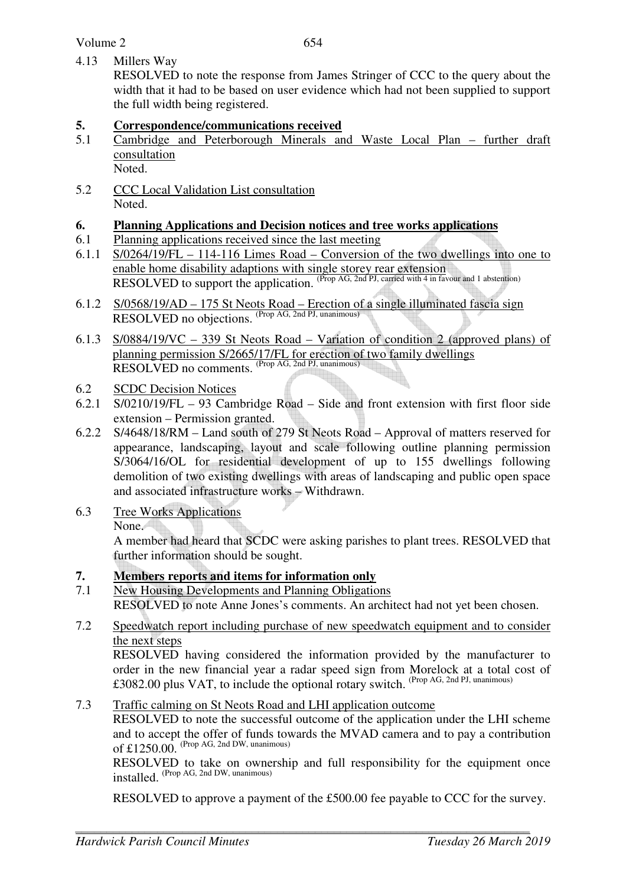4.13 Millers Way

RESOLVED to note the response from James Stringer of CCC to the query about the width that it had to be based on user evidence which had not been supplied to support the full width being registered.

## 5. Correspondence/communications received

5.1 Cambridge and Peterborough Minerals and Waste Local Plan – further draft consultation

Noted.

5.2 CCC Local Validation List consultation

Noted.

## 6. Planning Applications and Decision notices and tree works applications

6.1 Planning applications received since the last meeting

6.1.1 S/0264/19/FL – 114-116 Limes Road – Conversion of the two dwellings into one to enable home disability adaptions with single storey rear extension

RESOLVED to support the application. (Prop AG, 2nd PJ, carried with 4 in favour and 1 abstention)

6.1.2 S/0568/19/AD – 175 St Neots Road – Erection of a single illuminated fascia sign

RESOLVED no objections. (Prop AG, 2nd PJ, unanimous)

6.1.3 S/0884/19/VC – 339 St Neots Road – Variation of condition 2 (approved plans) of planning permission S/2665/17/FL for erection of two family dwellings

RESOLVED no comments. (Prop AG, 2nd PJ, unanimous)

6.2 SCDC Decision Notices

6.2.1 S/0210/19/FL – 93 Cambridge Road – Side and front extension with first floor side extension – Permission granted.

6.2.2 S/4648/18/RM – Land south of 279 St Neots Road – Approval of matters reserved for appearance, landscaping, layout and scale following outline planning permission S/3064/16/OL for residential development of up to 155 dwellings following demolition of two existing dwellings with areas of landscaping and public open space and associated infrastructure works – Withdrawn.

6.3 Tree Works Applications

None.

A member had heard that SCDC were asking parishes to plant trees. RESOLVED that further information should be sought.

## 7. Members reports and items for information only

7.1 New Housing Developments and Planning Obligations

RESOLVED to note Anne Jones's comments. An architect had not yet been chosen.

7.2 Speedwatch report including purchase of new speedwatch equipment and to consider the next steps

RESOLVED having considered the information provided by the manufacturer to order in the new financial year a radar speed sign from Morelock at a total cost of £3082.00 plus VAT, to include the optional rotary switch. (Prop AG, 2nd PJ, unanimous)

7.3 Traffic calming on St Neots Road and LHI application outcome

RESOLVED to note the successful outcome of the application under the LHI scheme and to accept the offer of funds towards the MVAD camera and to pay a contribution of £1250.00. (Prop AG, 2nd DW, unanimous)

RESOLVED to take on ownership and full responsibility for the equipment once installed. (Prop AG, 2nd DW, unanimous)

RESOLVED to approve a payment of the £500.00 fee payable to CCC for the survey.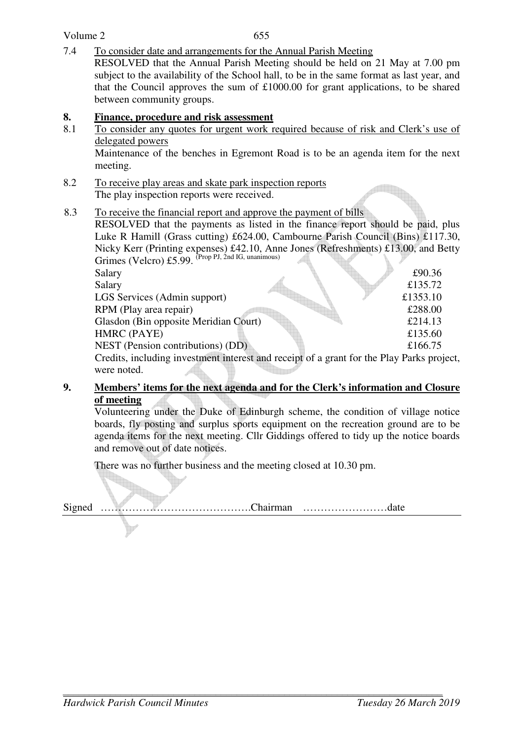7.4 To consider date and arrangements for the Annual Parish Meeting

RESOLVED that the Annual Parish Meeting should be held on 21 May at 7.00 pm subject to the availability of the School hall, to be in the same format as last year, and that the Council approves the sum of £1000.00 for grant applications, to be shared between community groups.

## 8. Finance, procedure and risk assessment

8.1 To consider any quotes for urgent work required because of risk and Clerk's use of delegated powers

Maintenance of the benches in Egremont Road is to be an agenda item for the next meeting.

8.2 To receive play areas and skate park inspection reports

The play inspection reports were received.

8.3 To receive the financial report and approve the payment of bills

RESOLVED that the payments as listed in the finance report should be paid, plus Luke R Hamill (Grass cutting) £624.00, Cambourne Parish Council (Bins) £117.30, Nicky Kerr (Printing expenses) £42.10, Anne Jones (Refreshments) £13.00, and Betty Grimes (Velcro) £5.99. (Prop PJ, 2nd IG, unanimous)

| | |
|---|---|
| Salary | £90.36 |
| Salary | £135.72 |
| LGS Services (Admin support) | £1353.10 |
| RPM (Play area repair) | £288.00 |
| Glasdon (Bin opposite Meridian Court) | £214.13 |
| HMRC (PAYE) | £135.60 |
| NEST (Pension contributions) (DD) | £166.75 |

Credits, including investment interest and receipt of a grant for the Play Parks project, were noted.

## 9. Members' items for the next agenda and for the Clerk's information and Closure of meeting

Volunteering under the Duke of Edinburgh scheme, the condition of village notice boards, fly posting and surplus sports equipment on the recreation ground are to be agenda items for the next meeting. Cllr Giddings offered to tidy up the notice boards and remove out of date notices.

There was no further business and the meeting closed at 10.30 pm.

Signed …………………………………….Chairman ……………………date